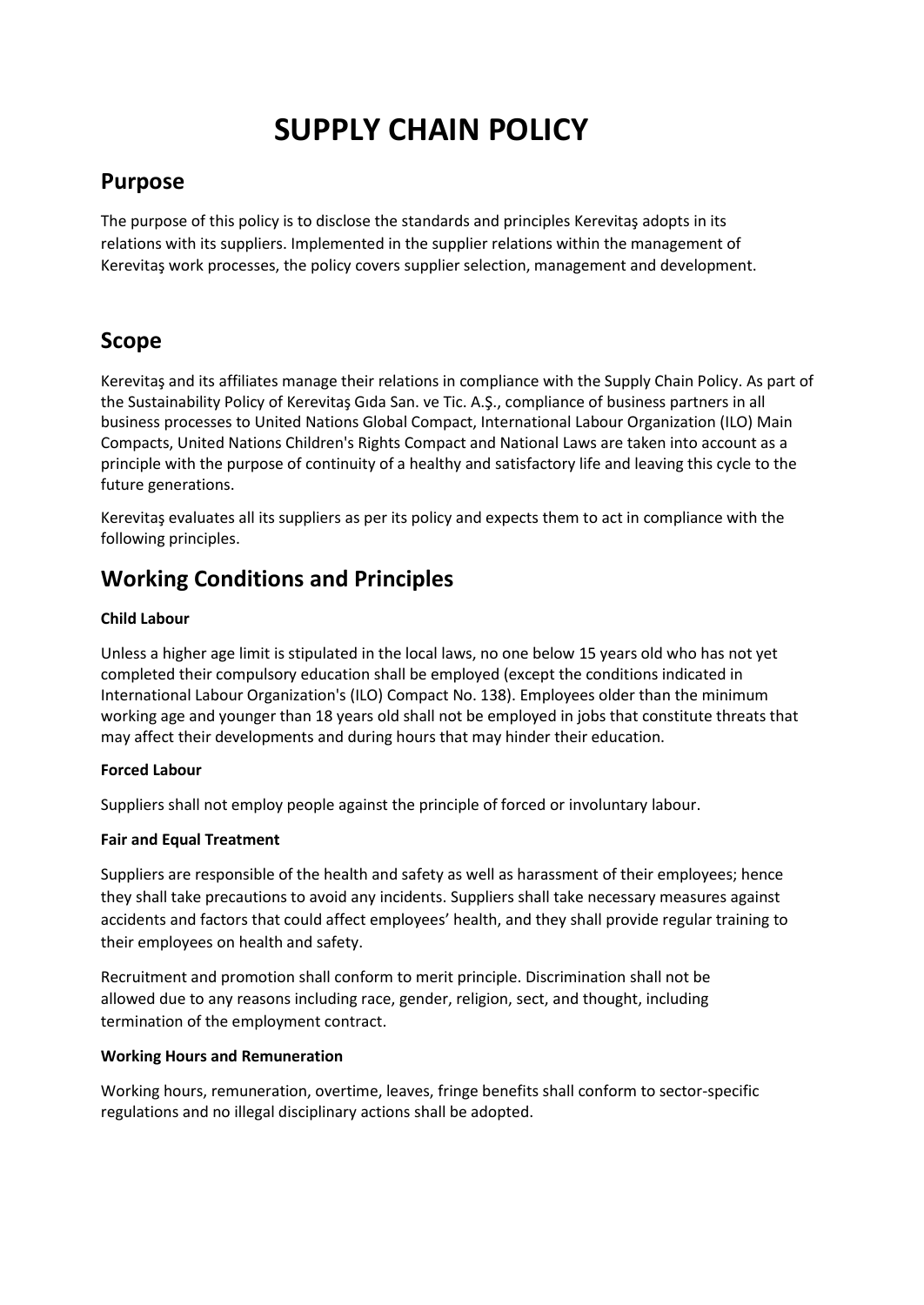# SUPPLY CHAIN POLICY

## Purpose

The purpose of this policy is to disclose the standards and principles Kerevitaş adopts in its relations with its suppliers. Implemented in the supplier relations within the management of Kerevitaş work processes, the policy covers supplier selection, management and development.

## Scope

Kerevitaş and its affiliates manage their relations in compliance with the Supply Chain Policy. As part of the Sustainability Policy of Kerevitaş Gıda San. ve Tic. A.Ş., compliance of business partners in all business processes to United Nations Global Compact, International Labour Organization (ILO) Main Compacts, United Nations Children's Rights Compact and National Laws are taken into account as a principle with the purpose of continuity of a healthy and satisfactory life and leaving this cycle to the future generations.

Kerevitaş evaluates all its suppliers as per its policy and expects them to act in compliance with the following principles.

## Working Conditions and Principles

**Child Labour**

Unless a higher age limit is stipulated in the local laws, no one below 15 years old who has not yet completed their compulsory education shall be employed (except the conditions indicated in International Labour Organization's (ILO) Compact No. 138). Employees older than the minimum working age and younger than 18 years old shall not be employed in jobs that constitute threats that may affect their developments and during hours that may hinder their education.

**Forced Labour**

Suppliers shall not employ people against the principle of forced or involuntary labour.

**Fair and Equal Treatment**

Suppliers are responsible of the health and safety as well as harassment of their employees; hence they shall take precautions to avoid any incidents. Suppliers shall take necessary measures against accidents and factors that could affect employees' health, and they shall provide regular training to their employees on health and safety.

Recruitment and promotion shall conform to merit principle. Discrimination shall not be allowed due to any reasons including race, gender, religion, sect, and thought, including termination of the employment contract.

**Working Hours and Remuneration**

Working hours, remuneration, overtime, leaves, fringe benefits shall conform to sector-specific regulations and no illegal disciplinary actions shall be adopted.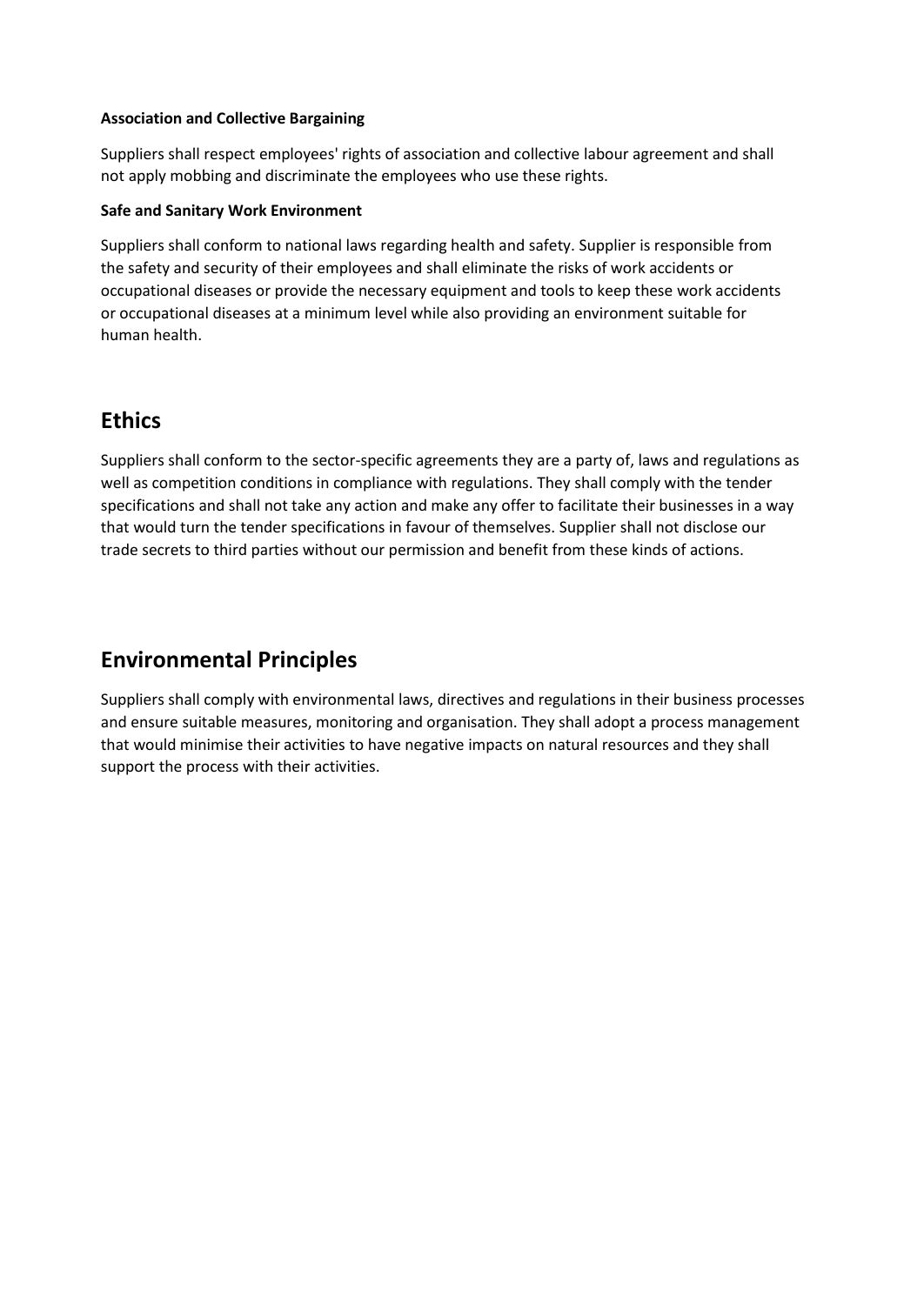**Association and Collective Bargaining**

Suppliers shall respect employees' rights of association and collective labour agreement and shall not apply mobbing and discriminate the employees who use these rights.

**Safe and Sanitary Work Environment**

Suppliers shall conform to national laws regarding health and safety. Supplier is responsible from the safety and security of their employees and shall eliminate the risks of work accidents or occupational diseases or provide the necessary equipment and tools to keep these work accidents or occupational diseases at a minimum level while also providing an environment suitable for human health.

## Ethics

Suppliers shall conform to the sector-specific agreements they are a party of, laws and regulations as well as competition conditions in compliance with regulations. They shall comply with the tender specifications and shall not take any action and make any offer to facilitate their businesses in a way that would turn the tender specifications in favour of themselves. Supplier shall not disclose our trade secrets to third parties without our permission and benefit from these kinds of actions.

## Environmental Principles

Suppliers shall comply with environmental laws, directives and regulations in their business processes and ensure suitable measures, monitoring and organisation. They shall adopt a process management that would minimise their activities to have negative impacts on natural resources and they shall support the process with their activities.